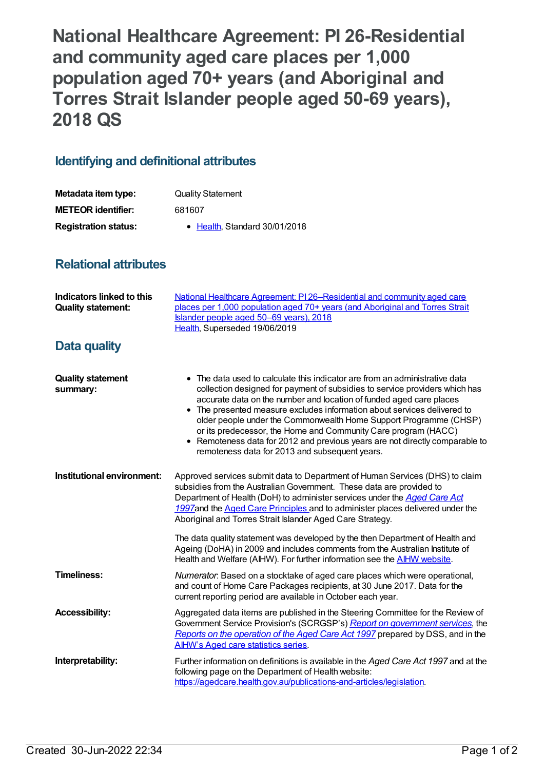# National Healthcare Agreement: PI 26-Residential and community aged care places per 1,000 population aged 70+ years (and Aboriginal and Torres Strait Islander people aged 50-69 years), 2018 QS

## Identifying and definitional attributes

| | |
|---|---|
| **Metadata item type:** | Quality Statement |
| **METEOR identifier:** | 681607 |
| **Registration status:** | • Health, Standard 30/01/2018 |

## Relational attributes

| | |
|---|---|
| **Indicators linked to this Quality statement:** | National Healthcare Agreement: PI 26–Residential and community aged care places per 1,000 population aged 70+ years (and Aboriginal and Torres Strait Islander people aged 50–69 years), 2018<br>Health, Superseded 19/06/2019 |

## Data quality

**Quality statement summary:**

- The data used to calculate this indicator are from an administrative data collection designed for payment of subsidies to service providers which has accurate data on the number and location of funded aged care places
- The presented measure excludes information about services delivered to older people under the Commonwealth Home Support Programme (CHSP) or its predecessor, the Home and Community Care program (HACC)
- Remoteness data for 2012 and previous years are not directly comparable to remoteness data for 2013 and subsequent years.

**Institutional environment:**

Approved services submit data to Department of Human Services (DHS) to claim subsidies from the Australian Government. These data are provided to Department of Health (DoH) to administer services under the *Aged Care Act 1997* and the Aged Care Principles and to administer places delivered under the Aboriginal and Torres Strait Islander Aged Care Strategy.

The data quality statement was developed by the then Department of Health and Ageing (DoHA) in 2009 and includes comments from the Australian Institute of Health and Welfare (AIHW). For further information see the AIHW website.

**Timeliness:**

*Numerator*: Based on a stocktake of aged care places which were operational, and count of Home Care Packages recipients, at 30 June 2017. Data for the current reporting period are available in October each year.

**Accessibility:**

Aggregated data items are published in the Steering Committee for the Review of Government Service Provision's (SCRGSP's) *Report on government services*, the *Reports on the operation of the Aged Care Act 1997* prepared by DSS, and in the AIHW's Aged care statistics series.

**Interpretability:**

Further information on definitions is available in the *Aged Care Act 1997* and at the following page on the Department of Health website: https://agedcare.health.gov.au/publications-and-articles/legislation.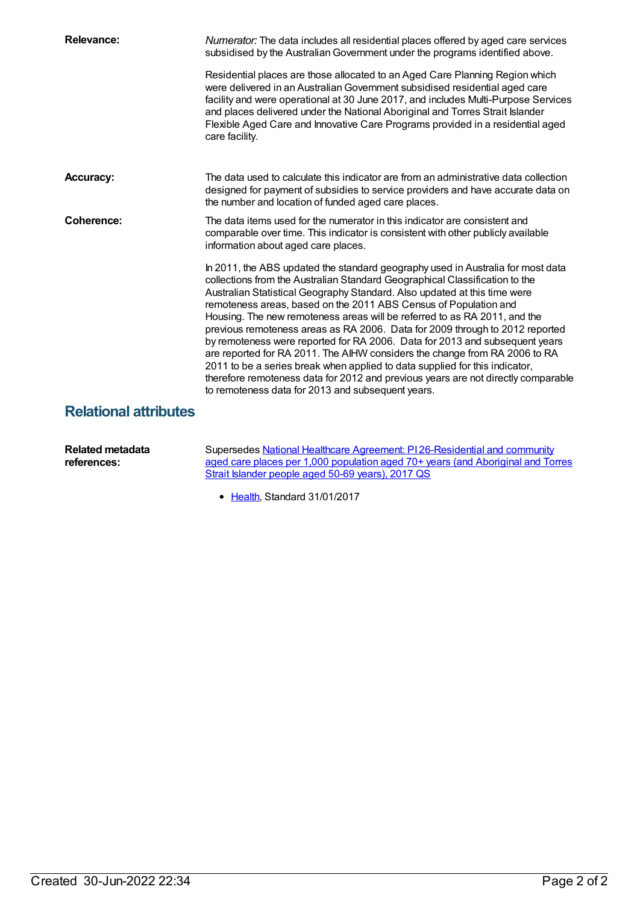**Relevance:**

*Numerator:* The data includes all residential places offered by aged care services subsidised by the Australian Government under the programs identified above.

Residential places are those allocated to an Aged Care Planning Region which were delivered in an Australian Government subsidised residential aged care facility and were operational at 30 June 2017, and includes Multi-Purpose Services and places delivered under the National Aboriginal and Torres Strait Islander Flexible Aged Care and Innovative Care Programs provided in a residential aged care facility.

**Accuracy:**

The data used to calculate this indicator are from an administrative data collection designed for payment of subsidies to service providers and have accurate data on the number and location of funded aged care places.

**Coherence:**

The data items used for the numerator in this indicator are consistent and comparable over time. This indicator is consistent with other publicly available information about aged care places.

In 2011, the ABS updated the standard geography used in Australia for most data collections from the Australian Standard Geographical Classification to the Australian Statistical Geography Standard. Also updated at this time were remoteness areas, based on the 2011 ABS Census of Population and Housing. The new remoteness areas will be referred to as RA 2011, and the previous remoteness areas as RA 2006. Data for 2009 through to 2012 reported by remoteness were reported for RA 2006. Data for 2013 and subsequent years are reported for RA 2011. The AIHW considers the change from RA 2006 to RA 2011 to be a series break when applied to data supplied for this indicator, therefore remoteness data for 2012 and previous years are not directly comparable to remoteness data for 2013 and subsequent years.

## Relational attributes

**Related metadata references:**

Supersedes National Healthcare Agreement: PI 26-Residential and community aged care places per 1,000 population aged 70+ years (and Aboriginal and Torres Strait Islander people aged 50-69 years), 2017 QS

- Health, Standard 31/01/2017